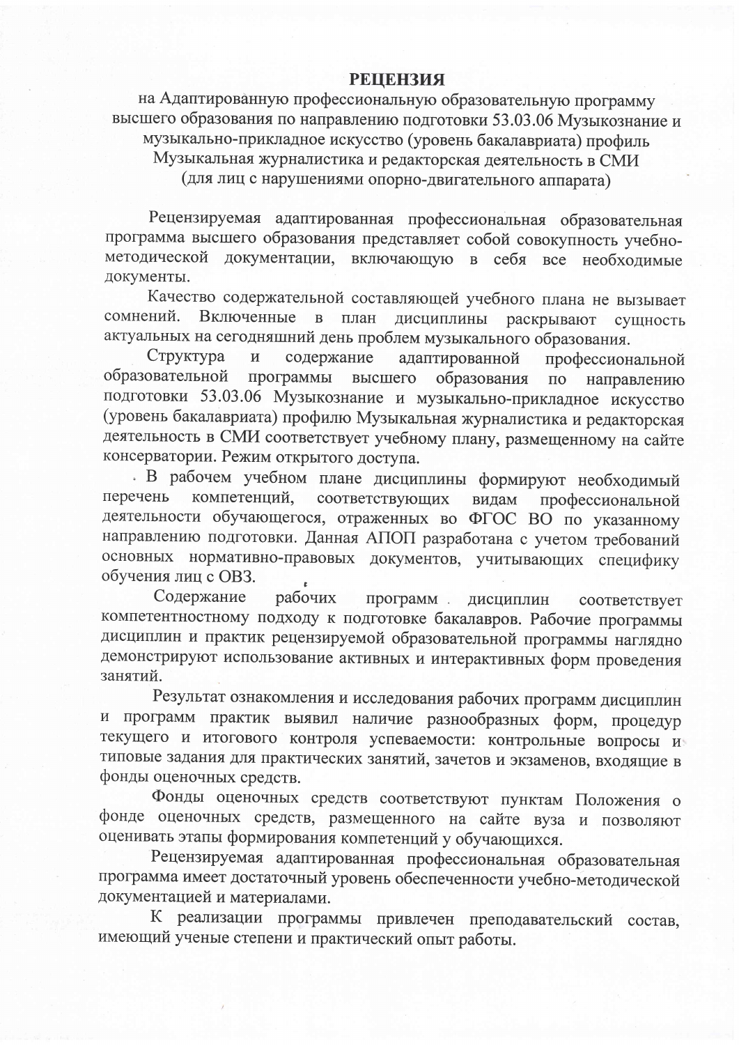# РЕЦЕНЗИЯ

на Адаптированную профессиональную образовательную программу высшего образования по направлению подготовки 53.03.06 Музыкознание и музыкально-прикладное искусство (уровень бакалавриата) профиль Музыкальная журналистика и редакторская деятельность в СМИ (для лиц с нарушениями опорно-двигательного аппарата)

Рецензируемая адаптированная профессиональная образовательная программа высшего образования представляет собой совокупность учебно-методической документации, включающую в себя все необходимые документы.

Качество содержательной составляющей учебного плана не вызывает сомнений. Включенные в план дисциплины раскрывают сущность актуальных на сегодняшний день проблем музыкального образования.

Структура и содержание адаптированной профессиональной образовательной программы высшего образования по направлению подготовки 53.03.06 Музыкознание и музыкально-прикладное искусство (уровень бакалавриата) профилю Музыкальная журналистика и редакторская деятельность в СМИ соответствует учебному плану, размещенному на сайте консерватории. Режим открытого доступа.

В рабочем учебном плане дисциплины формируют необходимый перечень компетенций, соответствующих видам профессиональной деятельности обучающегося, отраженных во ФГОС ВО по указанному направлению подготовки. Данная АПОП разработана с учетом требований основных нормативно-правовых документов, учитывающих специфику обучения лиц с ОВЗ.

Содержание рабочих программ дисциплин соответствует компетентностному подходу к подготовке бакалавров. Рабочие программы дисциплин и практик рецензируемой образовательной программы наглядно демонстрируют использование активных и интерактивных форм проведения занятий.

Результат ознакомления и исследования рабочих программ дисциплин и программ практик выявил наличие разнообразных форм, процедур текущего и итогового контроля успеваемости: контрольные вопросы и типовые задания для практических занятий, зачетов и экзаменов, входящие в фонды оценочных средств.

Фонды оценочных средств соответствуют пунктам Положения о фонде оценочных средств, размещенного на сайте вуза и позволяют оценивать этапы формирования компетенций у обучающихся.

Рецензируемая адаптированная профессиональная образовательная программа имеет достаточный уровень обеспеченности учебно-методической документацией и материалами.

К реализации программы привлечен преподавательский состав, имеющий ученые степени и практический опыт работы.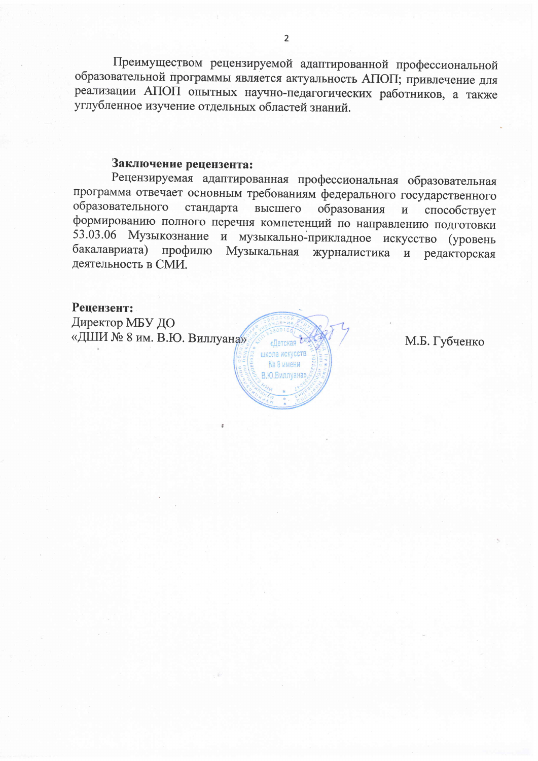Преимуществом рецензируемой адаптированной профессиональной образовательной программы является актуальность АПОП; привлечение для реализации АПОП опытных научно-педагогических работников, а также углубленное изучение отдельных областей знаний.

**Заключение рецензента:**

Рецензируемая адаптированная профессиональная образовательная программа отвечает основным требованиям федерального государственного образовательного стандарта высшего образования и способствует формированию полного перечня компетенций по направлению подготовки 53.03.06 Музыкознание и музыкально-прикладное искусство (уровень бакалавриата) профилю Музыкальная журналистика и редакторская деятельность в СМИ.

**Рецензент:**

Директор МБУ ДО
«ДШИ № 8 им. В.Ю. Виллуана» М.Б. Губченко